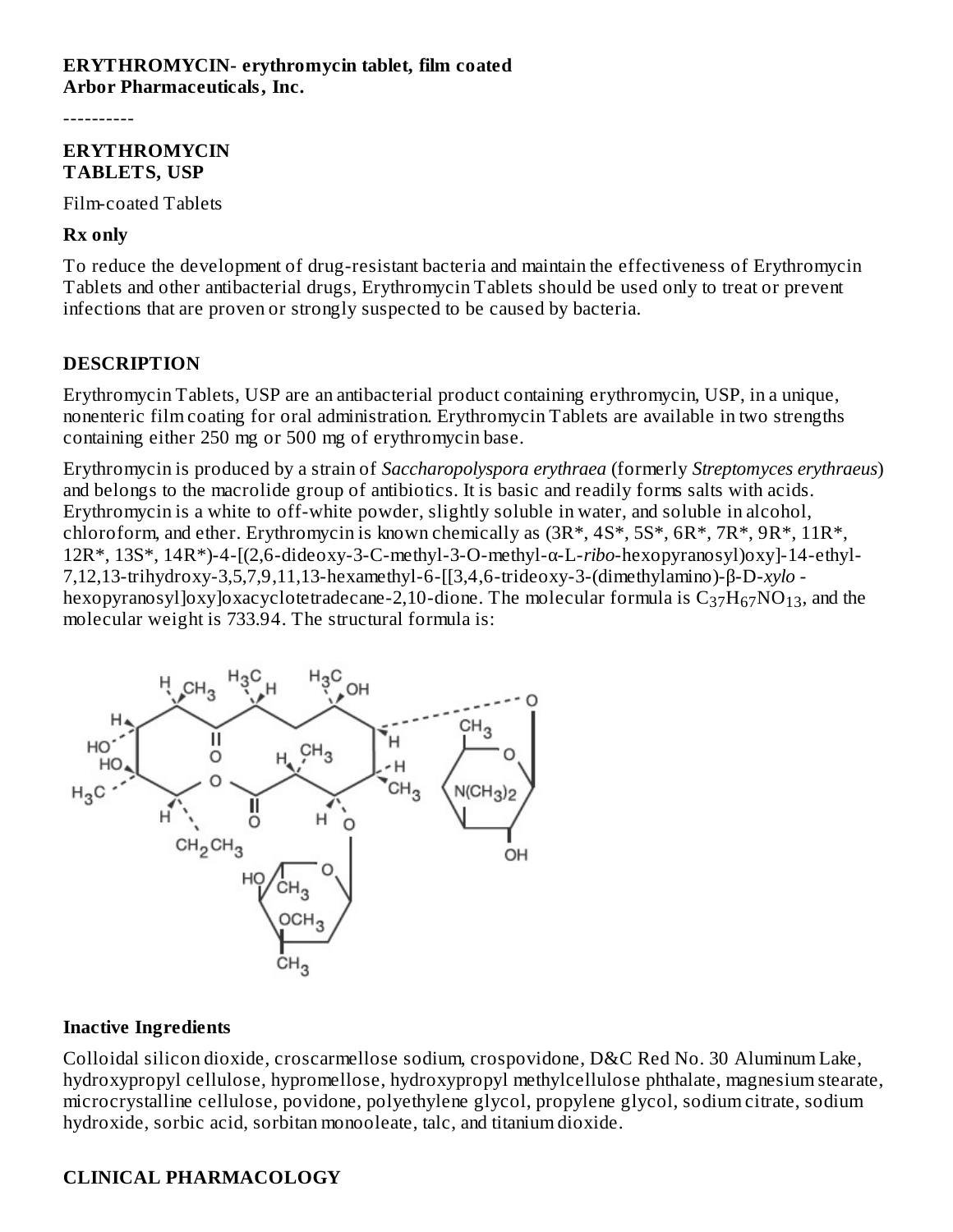**ERYTHROMYCIN- erythromycin tablet, film coated**
**Arbor Pharmaceuticals, Inc.**

----------

**ERYTHROMYCIN TABLETS, USP**

Film-coated Tablets

**Rx only**

To reduce the development of drug-resistant bacteria and maintain the effectiveness of Erythromycin Tablets and other antibacterial drugs, Erythromycin Tablets should be used only to treat or prevent infections that are proven or strongly suspected to be caused by bacteria.

## DESCRIPTION

Erythromycin Tablets, USP are an antibacterial product containing erythromycin, USP, in a unique, nonenteric film coating for oral administration. Erythromycin Tablets are available in two strengths containing either 250 mg or 500 mg of erythromycin base.

Erythromycin is produced by a strain of *Saccharopolyspora erythraea* (formerly *Streptomyces erythraeus*) and belongs to the macrolide group of antibiotics. It is basic and readily forms salts with acids. Erythromycin is a white to off-white powder, slightly soluble in water, and soluble in alcohol, chloroform, and ether. Erythromycin is known chemically as (3R*, 4S*, 5S*, 6R*, 7R*, 9R*, 11R*, 12R*, 13S*, 14R*)-4-[(2,6-dideoxy-3-C-methyl-3-O-methyl-α-L-*ribo*-hexopyranosyl)oxy]-14-ethyl-7,12,13-trihydroxy-3,5,7,9,11,13-hexamethyl-6-[[3,4,6-trideoxy-3-(dimethylamino)-β-D-*xylo*-hexopyranosyl]oxy]oxacyclotetradecane-2,10-dione. The molecular formula is $C_{37}H_{67}NO_{13}$, and the molecular weight is 733.94. The structural formula is:

### Inactive Ingredients

Colloidal silicon dioxide, croscarmellose sodium, crospovidone, D&C Red No. 30 Aluminum Lake, hydroxypropyl cellulose, hypromellose, hydroxypropyl methylcellulose phthalate, magnesium stearate, microcrystalline cellulose, povidone, polyethylene glycol, propylene glycol, sodium citrate, sodium hydroxide, sorbic acid, sorbitan monooleate, talc, and titanium dioxide.

## CLINICAL PHARMACOLOGY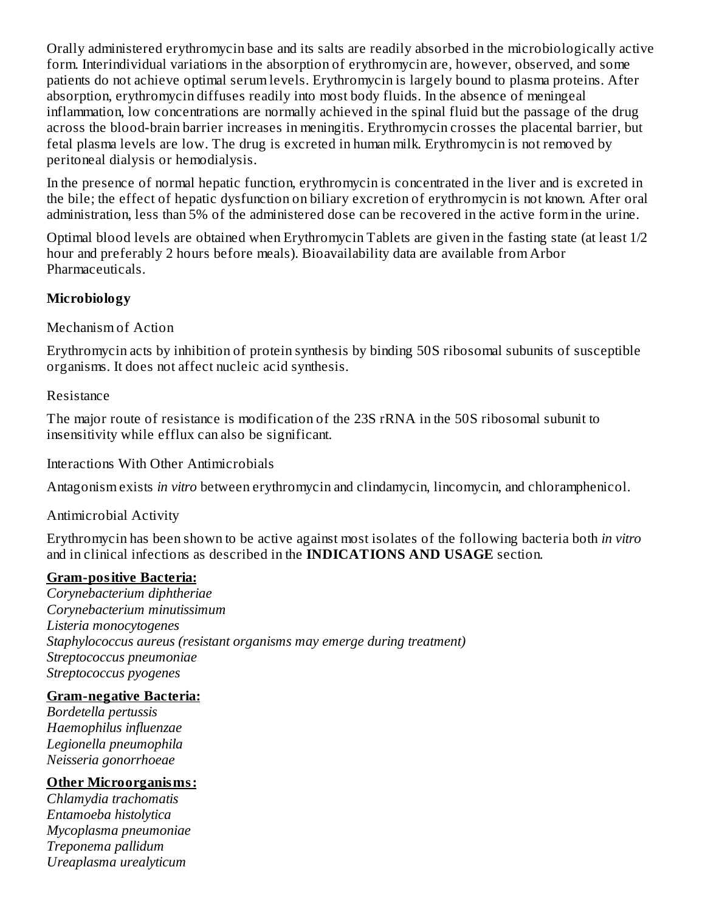Orally administered erythromycin base and its salts are readily absorbed in the microbiologically active form. Interindividual variations in the absorption of erythromycin are, however, observed, and some patients do not achieve optimal serum levels. Erythromycin is largely bound to plasma proteins. After absorption, erythromycin diffuses readily into most body fluids. In the absence of meningeal inflammation, low concentrations are normally achieved in the spinal fluid but the passage of the drug across the blood-brain barrier increases in meningitis. Erythromycin crosses the placental barrier, but fetal plasma levels are low. The drug is excreted in human milk. Erythromycin is not removed by peritoneal dialysis or hemodialysis.

In the presence of normal hepatic function, erythromycin is concentrated in the liver and is excreted in the bile; the effect of hepatic dysfunction on biliary excretion of erythromycin is not known. After oral administration, less than 5% of the administered dose can be recovered in the active form in the urine.

Optimal blood levels are obtained when Erythromycin Tablets are given in the fasting state (at least 1/2 hour and preferably 2 hours before meals). Bioavailability data are available from Arbor Pharmaceuticals.

**Microbiology**

Mechanism of Action

Erythromycin acts by inhibition of protein synthesis by binding 50S ribosomal subunits of susceptible organisms. It does not affect nucleic acid synthesis.

Resistance

The major route of resistance is modification of the 23S rRNA in the 50S ribosomal subunit to insensitivity while efflux can also be significant.

Interactions With Other Antimicrobials

Antagonism exists *in vitro* between erythromycin and clindamycin, lincomycin, and chloramphenicol.

Antimicrobial Activity

Erythromycin has been shown to be active against most isolates of the following bacteria both *in vitro* and in clinical infections as described in the **INDICATIONS AND USAGE** section.

**Gram-positive Bacteria:**

*Corynebacterium diphtheriae*
*Corynebacterium minutissimum*
*Listeria monocytogenes*
*Staphylococcus aureus (resistant organisms may emerge during treatment)*
*Streptococcus pneumoniae*
*Streptococcus pyogenes*

**Gram-negative Bacteria:**

*Bordetella pertussis*
*Haemophilus influenzae*
*Legionella pneumophila*
*Neisseria gonorrhoeae*

**Other Microorganisms:**

*Chlamydia trachomatis*
*Entamoeba histolytica*
*Mycoplasma pneumoniae*
*Treponema pallidum*
*Ureaplasma urealyticum*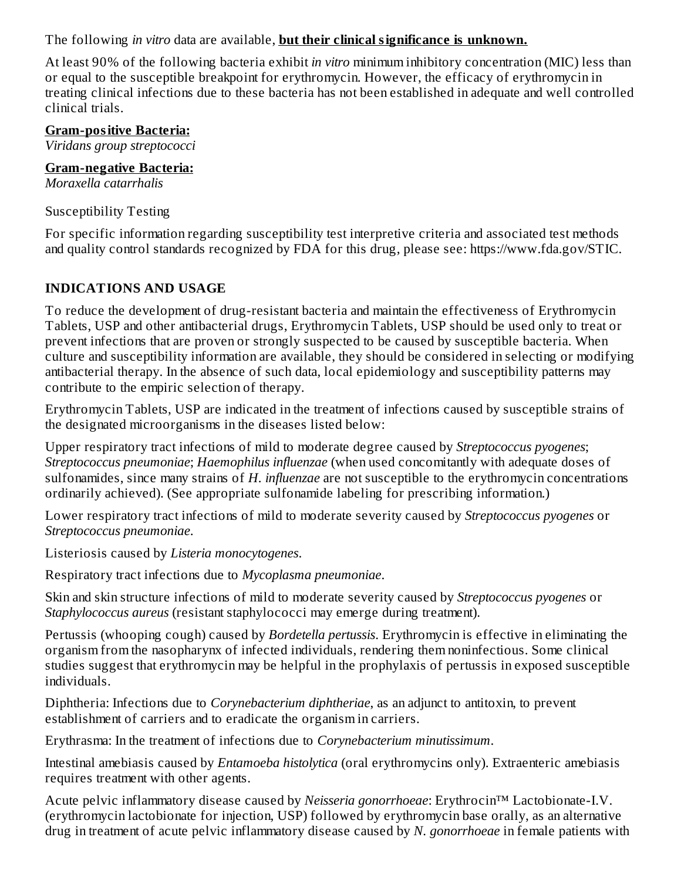The following *in vitro* data are available, **but their clinical significance is unknown.**

At least 90% of the following bacteria exhibit *in vitro* minimum inhibitory concentration (MIC) less than or equal to the susceptible breakpoint for erythromycin. However, the efficacy of erythromycin in treating clinical infections due to these bacteria has not been established in adequate and well controlled clinical trials.

**Gram-positive Bacteria:**
*Viridans group streptococci*

**Gram-negative Bacteria:**
*Moraxella catarrhalis*

Susceptibility Testing

For specific information regarding susceptibility test interpretive criteria and associated test methods and quality control standards recognized by FDA for this drug, please see: https://www.fda.gov/STIC.

## INDICATIONS AND USAGE

To reduce the development of drug-resistant bacteria and maintain the effectiveness of Erythromycin Tablets, USP and other antibacterial drugs, Erythromycin Tablets, USP should be used only to treat or prevent infections that are proven or strongly suspected to be caused by susceptible bacteria. When culture and susceptibility information are available, they should be considered in selecting or modifying antibacterial therapy. In the absence of such data, local epidemiology and susceptibility patterns may contribute to the empiric selection of therapy.

Erythromycin Tablets, USP are indicated in the treatment of infections caused by susceptible strains of the designated microorganisms in the diseases listed below:

Upper respiratory tract infections of mild to moderate degree caused by *Streptococcus pyogenes*; *Streptococcus pneumoniae*; *Haemophilus influenzae* (when used concomitantly with adequate doses of sulfonamides, since many strains of *H. influenzae* are not susceptible to the erythromycin concentrations ordinarily achieved). (See appropriate sulfonamide labeling for prescribing information.)

Lower respiratory tract infections of mild to moderate severity caused by *Streptococcus pyogenes* or *Streptococcus pneumoniae*.

Listeriosis caused by *Listeria monocytogenes*.

Respiratory tract infections due to *Mycoplasma pneumoniae*.

Skin and skin structure infections of mild to moderate severity caused by *Streptococcus pyogenes* or *Staphylococcus aureus* (resistant staphylococci may emerge during treatment).

Pertussis (whooping cough) caused by *Bordetella pertussis*. Erythromycin is effective in eliminating the organism from the nasopharynx of infected individuals, rendering them noninfectious. Some clinical studies suggest that erythromycin may be helpful in the prophylaxis of pertussis in exposed susceptible individuals.

Diphtheria: Infections due to *Corynebacterium diphtheriae*, as an adjunct to antitoxin, to prevent establishment of carriers and to eradicate the organism in carriers.

Erythrasma: In the treatment of infections due to *Corynebacterium minutissimum*.

Intestinal amebiasis caused by *Entamoeba histolytica* (oral erythromycins only). Extraenteric amebiasis requires treatment with other agents.

Acute pelvic inflammatory disease caused by *Neisseria gonorrhoeae*: Erythrocin™ Lactobionate-I.V. (erythromycin lactobionate for injection, USP) followed by erythromycin base orally, as an alternative drug in treatment of acute pelvic inflammatory disease caused by *N. gonorrhoeae* in female patients with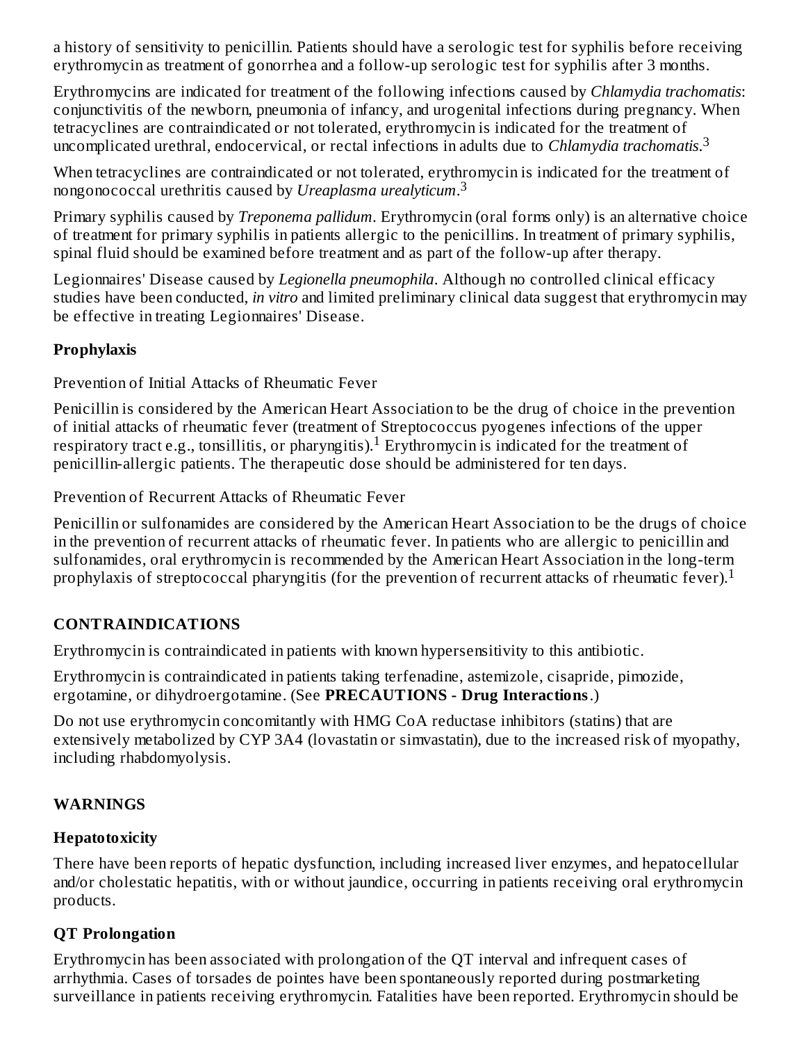a history of sensitivity to penicillin. Patients should have a serologic test for syphilis before receiving erythromycin as treatment of gonorrhea and a follow-up serologic test for syphilis after 3 months.

Erythromycins are indicated for treatment of the following infections caused by *Chlamydia trachomatis*: conjunctivitis of the newborn, pneumonia of infancy, and urogenital infections during pregnancy. When tetracyclines are contraindicated or not tolerated, erythromycin is indicated for the treatment of uncomplicated urethral, endocervical, or rectal infections in adults due to *Chlamydia trachomatis*.[3]

When tetracyclines are contraindicated or not tolerated, erythromycin is indicated for the treatment of nongonococcal urethritis caused by *Ureaplasma urealyticum*.[3]

Primary syphilis caused by *Treponema pallidum*. Erythromycin (oral forms only) is an alternative choice of treatment for primary syphilis in patients allergic to the penicillins. In treatment of primary syphilis, spinal fluid should be examined before treatment and as part of the follow-up after therapy.

Legionnaires' Disease caused by *Legionella pneumophila*. Although no controlled clinical efficacy studies have been conducted, *in vitro* and limited preliminary clinical data suggest that erythromycin may be effective in treating Legionnaires' Disease.

### Prophylaxis

Prevention of Initial Attacks of Rheumatic Fever

Penicillin is considered by the American Heart Association to be the drug of choice in the prevention of initial attacks of rheumatic fever (treatment of Streptococcus pyogenes infections of the upper respiratory tract e.g., tonsillitis, or pharyngitis).[1] Erythromycin is indicated for the treatment of penicillin-allergic patients. The therapeutic dose should be administered for ten days.

Prevention of Recurrent Attacks of Rheumatic Fever

Penicillin or sulfonamides are considered by the American Heart Association to be the drugs of choice in the prevention of recurrent attacks of rheumatic fever. In patients who are allergic to penicillin and sulfonamides, oral erythromycin is recommended by the American Heart Association in the long-term prophylaxis of streptococcal pharyngitis (for the prevention of recurrent attacks of rheumatic fever).[1]

## CONTRAINDICATIONS

Erythromycin is contraindicated in patients with known hypersensitivity to this antibiotic.

Erythromycin is contraindicated in patients taking terfenadine, astemizole, cisapride, pimozide, ergotamine, or dihydroergotamine. (See **PRECAUTIONS - Drug Interactions**.)

Do not use erythromycin concomitantly with HMG CoA reductase inhibitors (statins) that are extensively metabolized by CYP 3A4 (lovastatin or simvastatin), due to the increased risk of myopathy, including rhabdomyolysis.

## WARNINGS

### Hepatotoxicity

There have been reports of hepatic dysfunction, including increased liver enzymes, and hepatocellular and/or cholestatic hepatitis, with or without jaundice, occurring in patients receiving oral erythromycin products.

### QT Prolongation

Erythromycin has been associated with prolongation of the QT interval and infrequent cases of arrhythmia. Cases of torsades de pointes have been spontaneously reported during postmarketing surveillance in patients receiving erythromycin. Fatalities have been reported. Erythromycin should be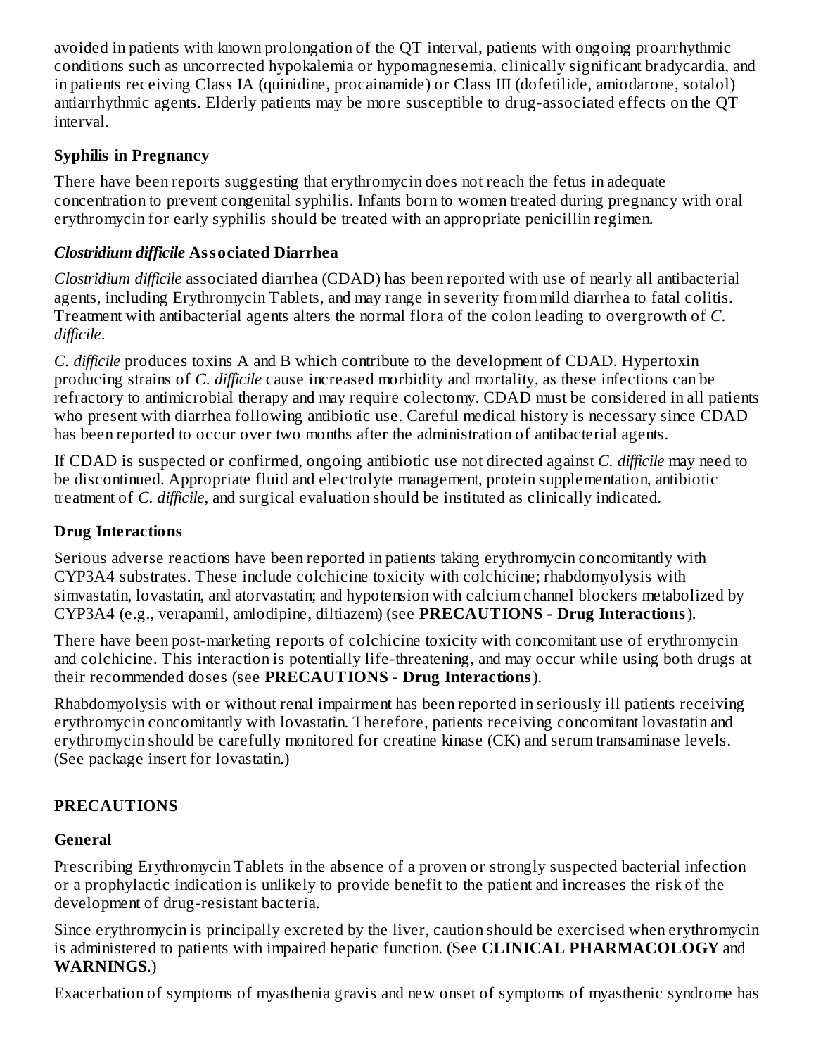avoided in patients with known prolongation of the QT interval, patients with ongoing proarrhythmic conditions such as uncorrected hypokalemia or hypomagnesemia, clinically significant bradycardia, and in patients receiving Class IA (quinidine, procainamide) or Class III (dofetilide, amiodarone, sotalol) antiarrhythmic agents. Elderly patients may be more susceptible to drug-associated effects on the QT interval.

### Syphilis in Pregnancy

There have been reports suggesting that erythromycin does not reach the fetus in adequate concentration to prevent congenital syphilis. Infants born to women treated during pregnancy with oral erythromycin for early syphilis should be treated with an appropriate penicillin regimen.

### *Clostridium difficile* Associated Diarrhea

*Clostridium difficile* associated diarrhea (CDAD) has been reported with use of nearly all antibacterial agents, including Erythromycin Tablets, and may range in severity from mild diarrhea to fatal colitis. Treatment with antibacterial agents alters the normal flora of the colon leading to overgrowth of *C. difficile*.

*C. difficile* produces toxins A and B which contribute to the development of CDAD. Hypertoxin producing strains of *C. difficile* cause increased morbidity and mortality, as these infections can be refractory to antimicrobial therapy and may require colectomy. CDAD must be considered in all patients who present with diarrhea following antibiotic use. Careful medical history is necessary since CDAD has been reported to occur over two months after the administration of antibacterial agents.

If CDAD is suspected or confirmed, ongoing antibiotic use not directed against *C. difficile* may need to be discontinued. Appropriate fluid and electrolyte management, protein supplementation, antibiotic treatment of *C. difficile*, and surgical evaluation should be instituted as clinically indicated.

### Drug Interactions

Serious adverse reactions have been reported in patients taking erythromycin concomitantly with CYP3A4 substrates. These include colchicine toxicity with colchicine; rhabdomyolysis with simvastatin, lovastatin, and atorvastatin; and hypotension with calcium channel blockers metabolized by CYP3A4 (e.g., verapamil, amlodipine, diltiazem) (see **PRECAUTIONS - Drug Interactions**).

There have been post-marketing reports of colchicine toxicity with concomitant use of erythromycin and colchicine. This interaction is potentially life-threatening, and may occur while using both drugs at their recommended doses (see **PRECAUTIONS - Drug Interactions**).

Rhabdomyolysis with or without renal impairment has been reported in seriously ill patients receiving erythromycin concomitantly with lovastatin. Therefore, patients receiving concomitant lovastatin and erythromycin should be carefully monitored for creatine kinase (CK) and serum transaminase levels. (See package insert for lovastatin.)

## PRECAUTIONS

### General

Prescribing Erythromycin Tablets in the absence of a proven or strongly suspected bacterial infection or a prophylactic indication is unlikely to provide benefit to the patient and increases the risk of the development of drug-resistant bacteria.

Since erythromycin is principally excreted by the liver, caution should be exercised when erythromycin is administered to patients with impaired hepatic function. (See **CLINICAL PHARMACOLOGY** and **WARNINGS**.)

Exacerbation of symptoms of myasthenia gravis and new onset of symptoms of myasthenic syndrome has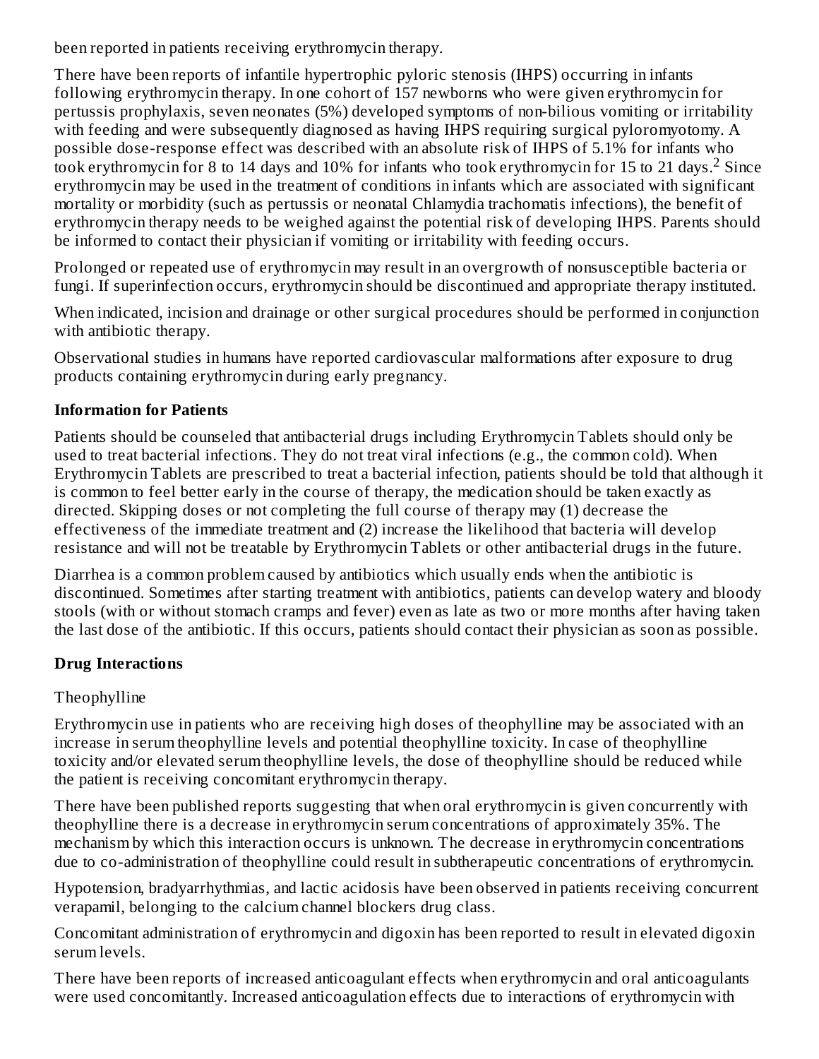been reported in patients receiving erythromycin therapy.

There have been reports of infantile hypertrophic pyloric stenosis (IHPS) occurring in infants following erythromycin therapy. In one cohort of 157 newborns who were given erythromycin for pertussis prophylaxis, seven neonates (5%) developed symptoms of non-bilious vomiting or irritability with feeding and were subsequently diagnosed as having IHPS requiring surgical pyloromyotomy. A possible dose-response effect was described with an absolute risk of IHPS of 5.1% for infants who took erythromycin for 8 to 14 days and 10% for infants who took erythromycin for 15 to 21 days.[2] Since erythromycin may be used in the treatment of conditions in infants which are associated with significant mortality or morbidity (such as pertussis or neonatal Chlamydia trachomatis infections), the benefit of erythromycin therapy needs to be weighed against the potential risk of developing IHPS. Parents should be informed to contact their physician if vomiting or irritability with feeding occurs.

Prolonged or repeated use of erythromycin may result in an overgrowth of nonsusceptible bacteria or fungi. If superinfection occurs, erythromycin should be discontinued and appropriate therapy instituted.

When indicated, incision and drainage or other surgical procedures should be performed in conjunction with antibiotic therapy.

Observational studies in humans have reported cardiovascular malformations after exposure to drug products containing erythromycin during early pregnancy.

**Information for Patients**

Patients should be counseled that antibacterial drugs including Erythromycin Tablets should only be used to treat bacterial infections. They do not treat viral infections (e.g., the common cold). When Erythromycin Tablets are prescribed to treat a bacterial infection, patients should be told that although it is common to feel better early in the course of therapy, the medication should be taken exactly as directed. Skipping doses or not completing the full course of therapy may (1) decrease the effectiveness of the immediate treatment and (2) increase the likelihood that bacteria will develop resistance and will not be treatable by Erythromycin Tablets or other antibacterial drugs in the future.

Diarrhea is a common problem caused by antibiotics which usually ends when the antibiotic is discontinued. Sometimes after starting treatment with antibiotics, patients can develop watery and bloody stools (with or without stomach cramps and fever) even as late as two or more months after having taken the last dose of the antibiotic. If this occurs, patients should contact their physician as soon as possible.

**Drug Interactions**

Theophylline

Erythromycin use in patients who are receiving high doses of theophylline may be associated with an increase in serum theophylline levels and potential theophylline toxicity. In case of theophylline toxicity and/or elevated serum theophylline levels, the dose of theophylline should be reduced while the patient is receiving concomitant erythromycin therapy.

There have been published reports suggesting that when oral erythromycin is given concurrently with theophylline there is a decrease in erythromycin serum concentrations of approximately 35%. The mechanism by which this interaction occurs is unknown. The decrease in erythromycin concentrations due to co-administration of theophylline could result in subtherapeutic concentrations of erythromycin.

Hypotension, bradyarrhythmias, and lactic acidosis have been observed in patients receiving concurrent verapamil, belonging to the calcium channel blockers drug class.

Concomitant administration of erythromycin and digoxin has been reported to result in elevated digoxin serum levels.

There have been reports of increased anticoagulant effects when erythromycin and oral anticoagulants were used concomitantly. Increased anticoagulation effects due to interactions of erythromycin with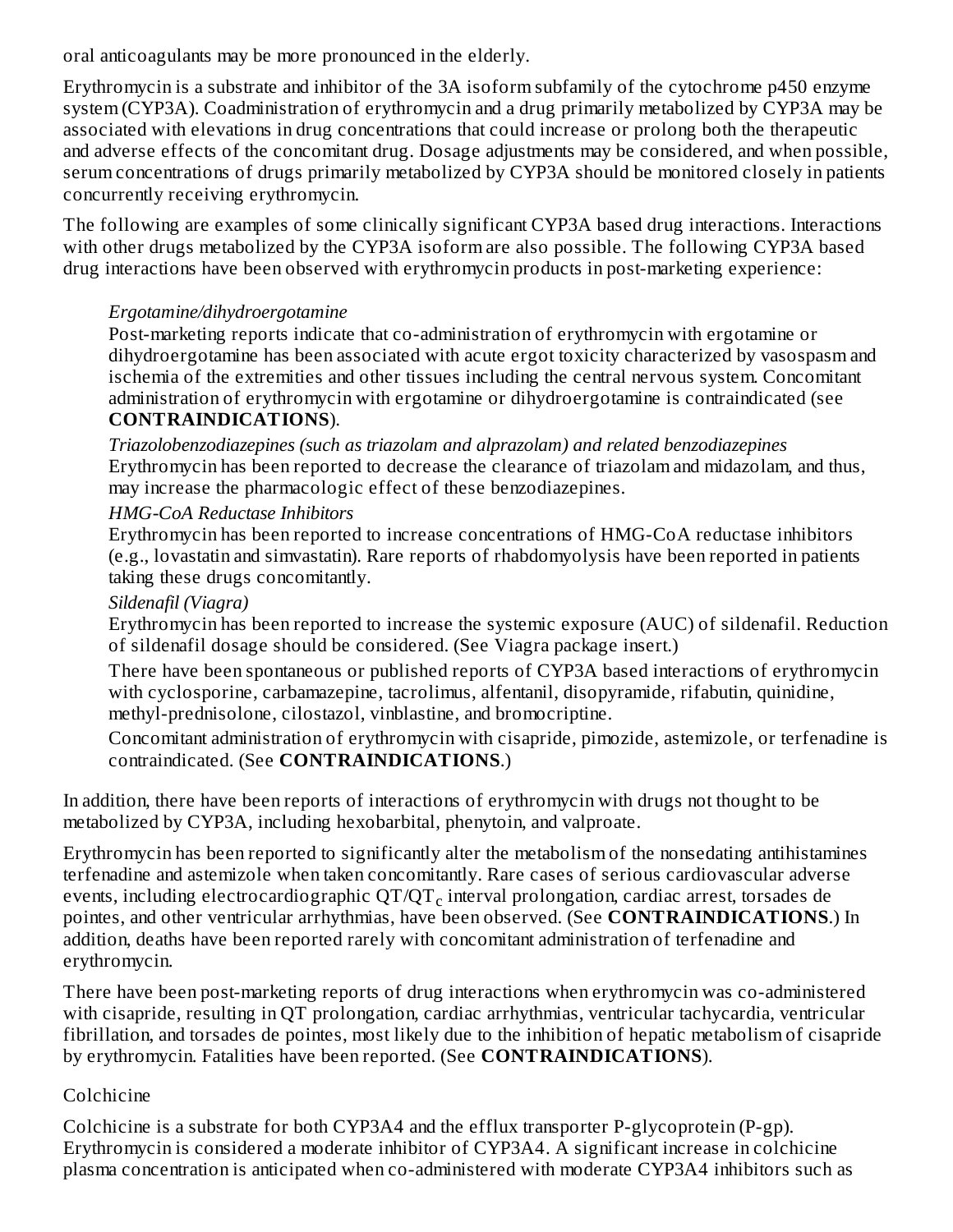oral anticoagulants may be more pronounced in the elderly.

Erythromycin is a substrate and inhibitor of the 3A isoform subfamily of the cytochrome p450 enzyme system (CYP3A). Coadministration of erythromycin and a drug primarily metabolized by CYP3A may be associated with elevations in drug concentrations that could increase or prolong both the therapeutic and adverse effects of the concomitant drug. Dosage adjustments may be considered, and when possible, serum concentrations of drugs primarily metabolized by CYP3A should be monitored closely in patients concurrently receiving erythromycin.

The following are examples of some clinically significant CYP3A based drug interactions. Interactions with other drugs metabolized by the CYP3A isoform are also possible. The following CYP3A based drug interactions have been observed with erythromycin products in post-marketing experience:

*Ergotamine/dihydroergotamine*

Post-marketing reports indicate that co-administration of erythromycin with ergotamine or dihydroergotamine has been associated with acute ergot toxicity characterized by vasospasm and ischemia of the extremities and other tissues including the central nervous system. Concomitant administration of erythromycin with ergotamine or dihydroergotamine is contraindicated (see **CONTRAINDICATIONS**).

*Triazolobenzodiazepines (such as triazolam and alprazolam) and related benzodiazepines*

Erythromycin has been reported to decrease the clearance of triazolam and midazolam, and thus, may increase the pharmacologic effect of these benzodiazepines.

*HMG-CoA Reductase Inhibitors*

Erythromycin has been reported to increase concentrations of HMG-CoA reductase inhibitors (e.g., lovastatin and simvastatin). Rare reports of rhabdomyolysis have been reported in patients taking these drugs concomitantly.

*Sildenafil (Viagra)*

Erythromycin has been reported to increase the systemic exposure (AUC) of sildenafil. Reduction of sildenafil dosage should be considered. (See Viagra package insert.)

There have been spontaneous or published reports of CYP3A based interactions of erythromycin with cyclosporine, carbamazepine, tacrolimus, alfentanil, disopyramide, rifabutin, quinidine, methyl-prednisolone, cilostazol, vinblastine, and bromocriptine.

Concomitant administration of erythromycin with cisapride, pimozide, astemizole, or terfenadine is contraindicated. (See **CONTRAINDICATIONS**.)

In addition, there have been reports of interactions of erythromycin with drugs not thought to be metabolized by CYP3A, including hexobarbital, phenytoin, and valproate.

Erythromycin has been reported to significantly alter the metabolism of the nonsedating antihistamines terfenadine and astemizole when taken concomitantly. Rare cases of serious cardiovascular adverse events, including electrocardiographic $QT/QT_c$ interval prolongation, cardiac arrest, torsades de pointes, and other ventricular arrhythmias, have been observed. (See **CONTRAINDICATIONS**.) In addition, deaths have been reported rarely with concomitant administration of terfenadine and erythromycin.

There have been post-marketing reports of drug interactions when erythromycin was co-administered with cisapride, resulting in QT prolongation, cardiac arrhythmias, ventricular tachycardia, ventricular fibrillation, and torsades de pointes, most likely due to the inhibition of hepatic metabolism of cisapride by erythromycin. Fatalities have been reported. (See **CONTRAINDICATIONS**).

Colchicine

Colchicine is a substrate for both CYP3A4 and the efflux transporter P-glycoprotein (P-gp). Erythromycin is considered a moderate inhibitor of CYP3A4. A significant increase in colchicine plasma concentration is anticipated when co-administered with moderate CYP3A4 inhibitors such as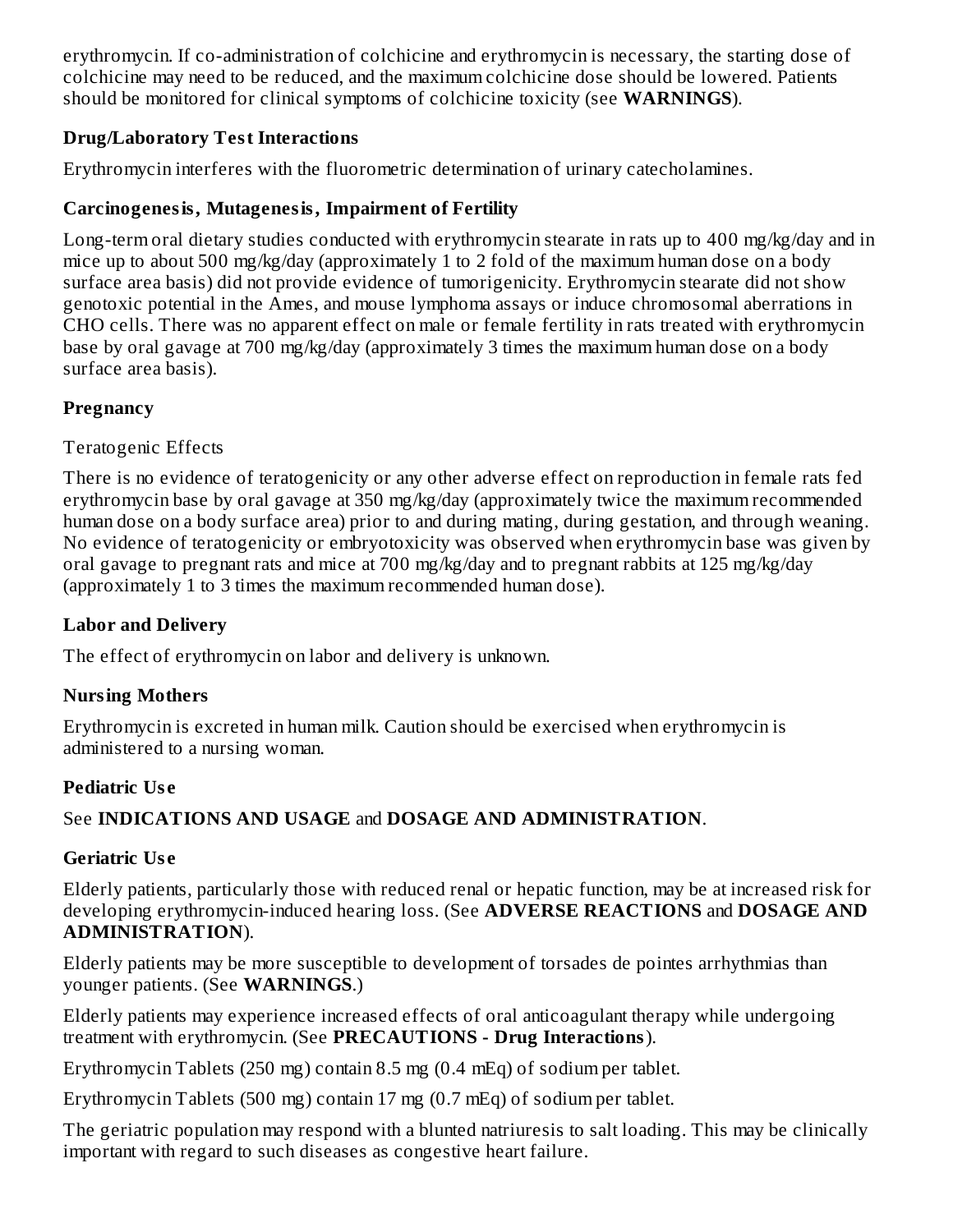erythromycin. If co-administration of colchicine and erythromycin is necessary, the starting dose of colchicine may need to be reduced, and the maximum colchicine dose should be lowered. Patients should be monitored for clinical symptoms of colchicine toxicity (see **WARNINGS**).

### Drug/Laboratory Test Interactions

Erythromycin interferes with the fluorometric determination of urinary catecholamines.

### Carcinogenesis, Mutagenesis, Impairment of Fertility

Long-term oral dietary studies conducted with erythromycin stearate in rats up to 400 mg/kg/day and in mice up to about 500 mg/kg/day (approximately 1 to 2 fold of the maximum human dose on a body surface area basis) did not provide evidence of tumorigenicity. Erythromycin stearate did not show genotoxic potential in the Ames, and mouse lymphoma assays or induce chromosomal aberrations in CHO cells. There was no apparent effect on male or female fertility in rats treated with erythromycin base by oral gavage at 700 mg/kg/day (approximately 3 times the maximum human dose on a body surface area basis).

### Pregnancy

Teratogenic Effects

There is no evidence of teratogenicity or any other adverse effect on reproduction in female rats fed erythromycin base by oral gavage at 350 mg/kg/day (approximately twice the maximum recommended human dose on a body surface area) prior to and during mating, during gestation, and through weaning. No evidence of teratogenicity or embryotoxicity was observed when erythromycin base was given by oral gavage to pregnant rats and mice at 700 mg/kg/day and to pregnant rabbits at 125 mg/kg/day (approximately 1 to 3 times the maximum recommended human dose).

### Labor and Delivery

The effect of erythromycin on labor and delivery is unknown.

### Nursing Mothers

Erythromycin is excreted in human milk. Caution should be exercised when erythromycin is administered to a nursing woman.

### Pediatric Use

See **INDICATIONS AND USAGE** and **DOSAGE AND ADMINISTRATION**.

### Geriatric Use

Elderly patients, particularly those with reduced renal or hepatic function, may be at increased risk for developing erythromycin-induced hearing loss. (See **ADVERSE REACTIONS** and **DOSAGE AND ADMINISTRATION**).

Elderly patients may be more susceptible to development of torsades de pointes arrhythmias than younger patients. (See **WARNINGS**.)

Elderly patients may experience increased effects of oral anticoagulant therapy while undergoing treatment with erythromycin. (See **PRECAUTIONS - Drug Interactions**).

Erythromycin Tablets (250 mg) contain 8.5 mg (0.4 mEq) of sodium per tablet.

Erythromycin Tablets (500 mg) contain 17 mg (0.7 mEq) of sodium per tablet.

The geriatric population may respond with a blunted natriuresis to salt loading. This may be clinically important with regard to such diseases as congestive heart failure.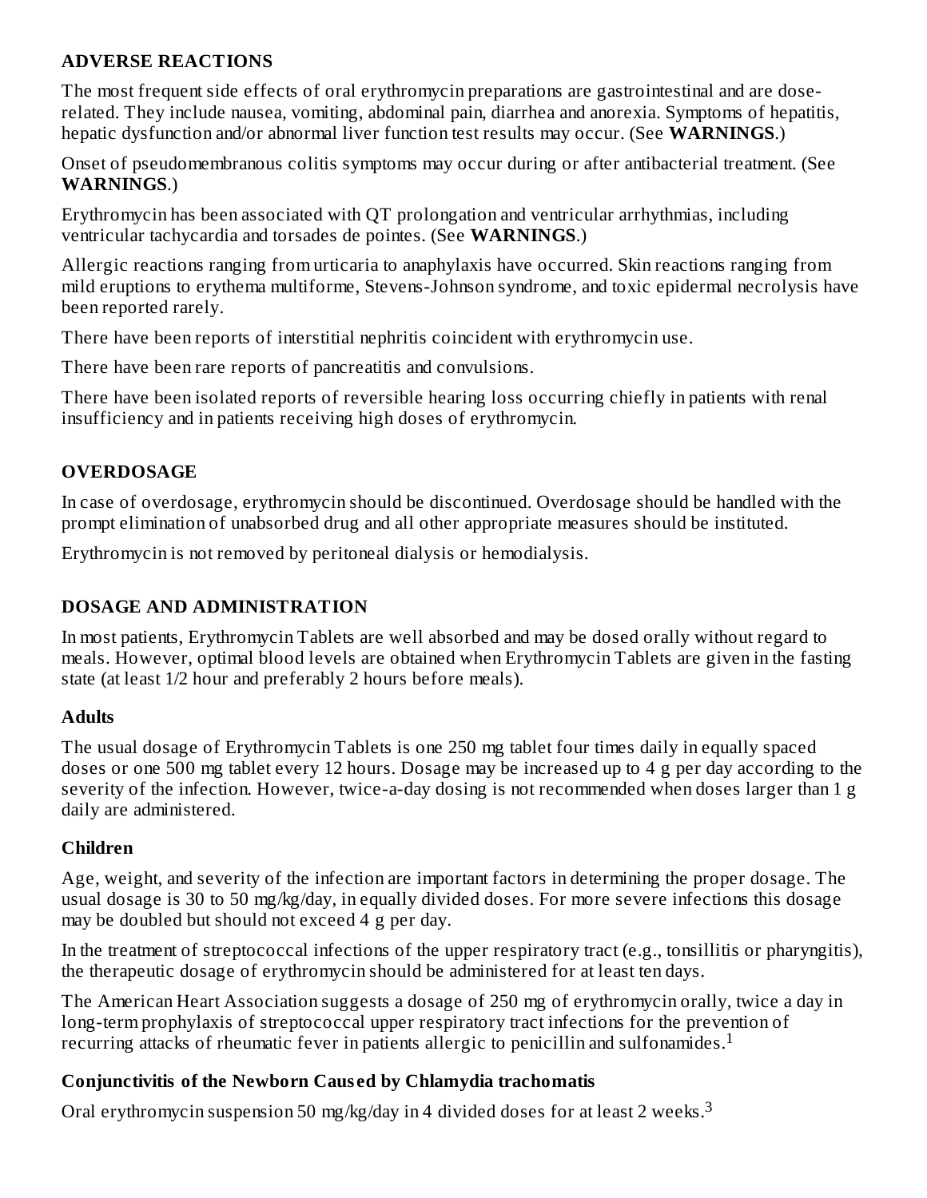## ADVERSE REACTIONS

The most frequent side effects of oral erythromycin preparations are gastrointestinal and are dose-related. They include nausea, vomiting, abdominal pain, diarrhea and anorexia. Symptoms of hepatitis, hepatic dysfunction and/or abnormal liver function test results may occur. (See **WARNINGS**.)

Onset of pseudomembranous colitis symptoms may occur during or after antibacterial treatment. (See **WARNINGS**.)

Erythromycin has been associated with QT prolongation and ventricular arrhythmias, including ventricular tachycardia and torsades de pointes. (See **WARNINGS**.)

Allergic reactions ranging from urticaria to anaphylaxis have occurred. Skin reactions ranging from mild eruptions to erythema multiforme, Stevens-Johnson syndrome, and toxic epidermal necrolysis have been reported rarely.

There have been reports of interstitial nephritis coincident with erythromycin use.

There have been rare reports of pancreatitis and convulsions.

There have been isolated reports of reversible hearing loss occurring chiefly in patients with renal insufficiency and in patients receiving high doses of erythromycin.

## OVERDOSAGE

In case of overdosage, erythromycin should be discontinued. Overdosage should be handled with the prompt elimination of unabsorbed drug and all other appropriate measures should be instituted.

Erythromycin is not removed by peritoneal dialysis or hemodialysis.

## DOSAGE AND ADMINISTRATION

In most patients, Erythromycin Tablets are well absorbed and may be dosed orally without regard to meals. However, optimal blood levels are obtained when Erythromycin Tablets are given in the fasting state (at least 1/2 hour and preferably 2 hours before meals).

### Adults

The usual dosage of Erythromycin Tablets is one 250 mg tablet four times daily in equally spaced doses or one 500 mg tablet every 12 hours. Dosage may be increased up to 4 g per day according to the severity of the infection. However, twice-a-day dosing is not recommended when doses larger than 1 g daily are administered.

### Children

Age, weight, and severity of the infection are important factors in determining the proper dosage. The usual dosage is 30 to 50 mg/kg/day, in equally divided doses. For more severe infections this dosage may be doubled but should not exceed 4 g per day.

In the treatment of streptococcal infections of the upper respiratory tract (e.g., tonsillitis or pharyngitis), the therapeutic dosage of erythromycin should be administered for at least ten days.

The American Heart Association suggests a dosage of 250 mg of erythromycin orally, twice a day in long-term prophylaxis of streptococcal upper respiratory tract infections for the prevention of recurring attacks of rheumatic fever in patients allergic to penicillin and sulfonamides.[1]

### Conjunctivitis of the Newborn Caused by Chlamydia trachomatis

Oral erythromycin suspension 50 mg/kg/day in 4 divided doses for at least 2 weeks.[3]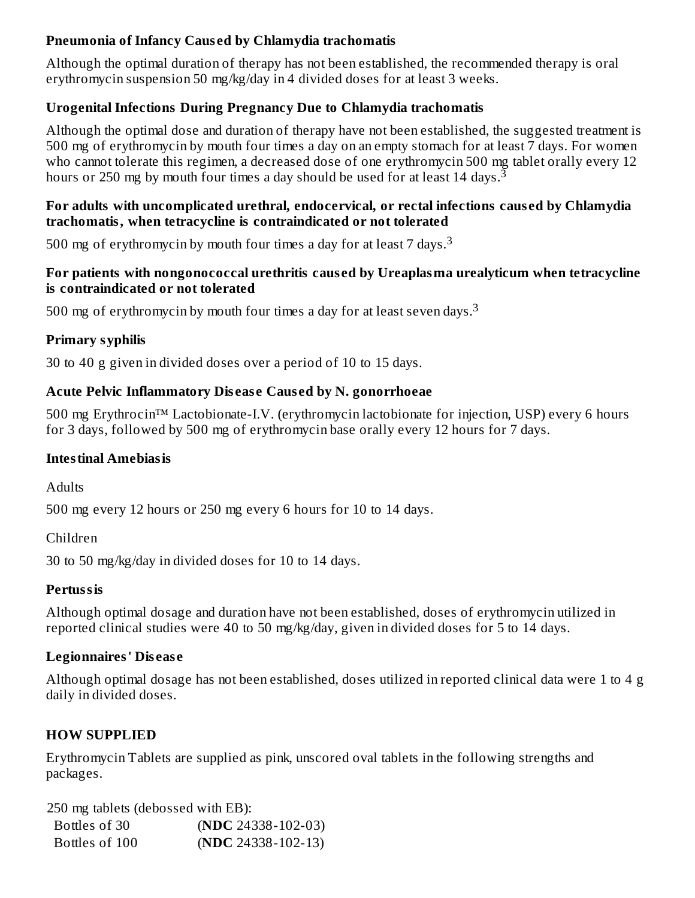### Pneumonia of Infancy Caused by Chlamydia trachomatis

Although the optimal duration of therapy has not been established, the recommended therapy is oral erythromycin suspension 50 mg/kg/day in 4 divided doses for at least 3 weeks.

### Urogenital Infections During Pregnancy Due to Chlamydia trachomatis

Although the optimal dose and duration of therapy have not been established, the suggested treatment is 500 mg of erythromycin by mouth four times a day on an empty stomach for at least 7 days. For women who cannot tolerate this regimen, a decreased dose of one erythromycin 500 mg tablet orally every 12 hours or 250 mg by mouth four times a day should be used for at least 14 days.[3]

### For adults with uncomplicated urethral, endocervical, or rectal infections caused by Chlamydia trachomatis, when tetracycline is contraindicated or not tolerated

500 mg of erythromycin by mouth four times a day for at least 7 days.[3]

### For patients with nongonococcal urethritis caused by Ureaplasma urealyticum when tetracycline is contraindicated or not tolerated

500 mg of erythromycin by mouth four times a day for at least seven days.[3]

### Primary syphilis

30 to 40 g given in divided doses over a period of 10 to 15 days.

### Acute Pelvic Inflammatory Disease Caused by N. gonorrhoeae

500 mg Erythrocin™ Lactobionate-I.V. (erythromycin lactobionate for injection, USP) every 6 hours for 3 days, followed by 500 mg of erythromycin base orally every 12 hours for 7 days.

### Intestinal Amebiasis

Adults

500 mg every 12 hours or 250 mg every 6 hours for 10 to 14 days.

Children

30 to 50 mg/kg/day in divided doses for 10 to 14 days.

### Pertussis

Although optimal dosage and duration have not been established, doses of erythromycin utilized in reported clinical studies were 40 to 50 mg/kg/day, given in divided doses for 5 to 14 days.

### Legionnaires' Disease

Although optimal dosage has not been established, doses utilized in reported clinical data were 1 to 4 g daily in divided doses.

## HOW SUPPLIED

Erythromycin Tablets are supplied as pink, unscored oval tablets in the following strengths and packages.

250 mg tablets (debossed with EB):

| | |
|---|---|
| Bottles of 30 | (**NDC** 24338-102-03) |
| Bottles of 100 | (**NDC** 24338-102-13) |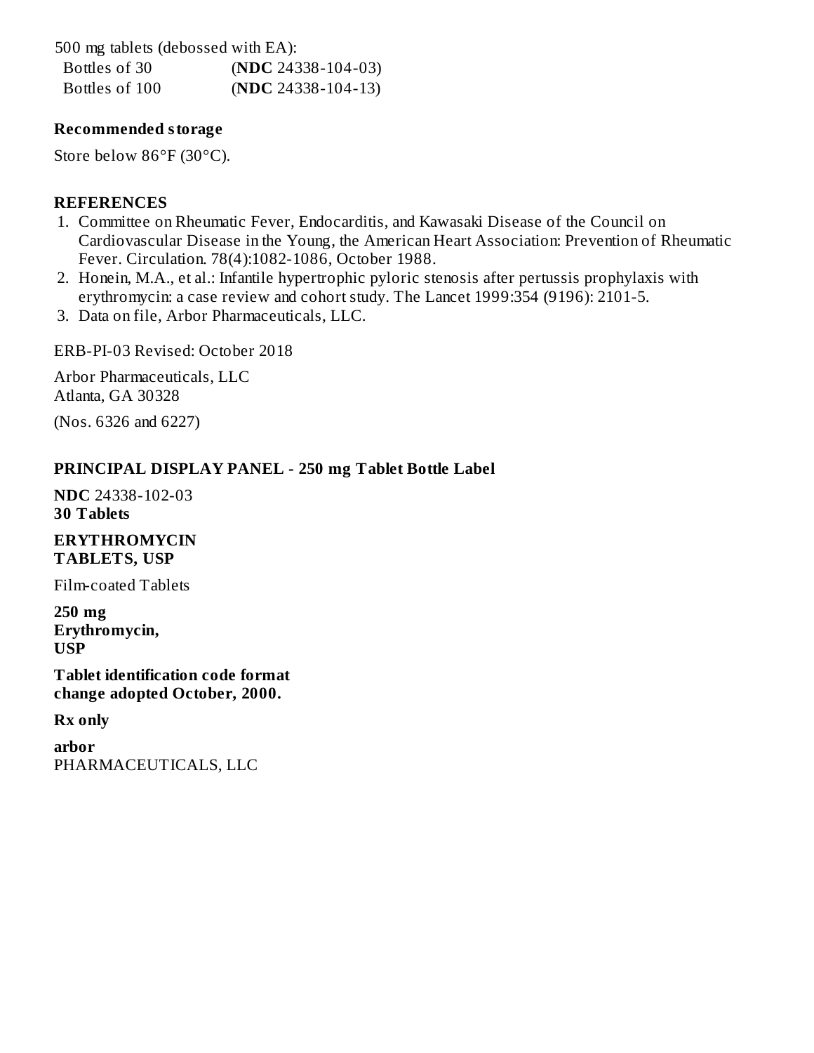500 mg tablets (debossed with EA):

| | |
|---|---|
| Bottles of 30 | (**NDC** 24338-104-03) |
| Bottles of 100 | (**NDC** 24338-104-13) |

**Recommended storage**

Store below 86°F (30°C).

**REFERENCES**

1. Committee on Rheumatic Fever, Endocarditis, and Kawasaki Disease of the Council on Cardiovascular Disease in the Young, the American Heart Association: Prevention of Rheumatic Fever. Circulation. 78(4):1082-1086, October 1988.
2. Honein, M.A., et al.: Infantile hypertrophic pyloric stenosis after pertussis prophylaxis with erythromycin: a case review and cohort study. The Lancet 1999:354 (9196): 2101-5.
3. Data on file, Arbor Pharmaceuticals, LLC.

ERB-PI-03 Revised: October 2018

Arbor Pharmaceuticals, LLC
Atlanta, GA 30328

(Nos. 6326 and 6227)

**PRINCIPAL DISPLAY PANEL - 250 mg Tablet Bottle Label**

**NDC** 24338-102-03
**30 Tablets**

**ERYTHROMYCIN**
**TABLETS, USP**

Film-coated Tablets

**250 mg**
**Erythromycin,**
**USP**

**Tablet identification code format**
**change adopted October, 2000.**

**Rx only**

**arbor**
PHARMACEUTICALS, LLC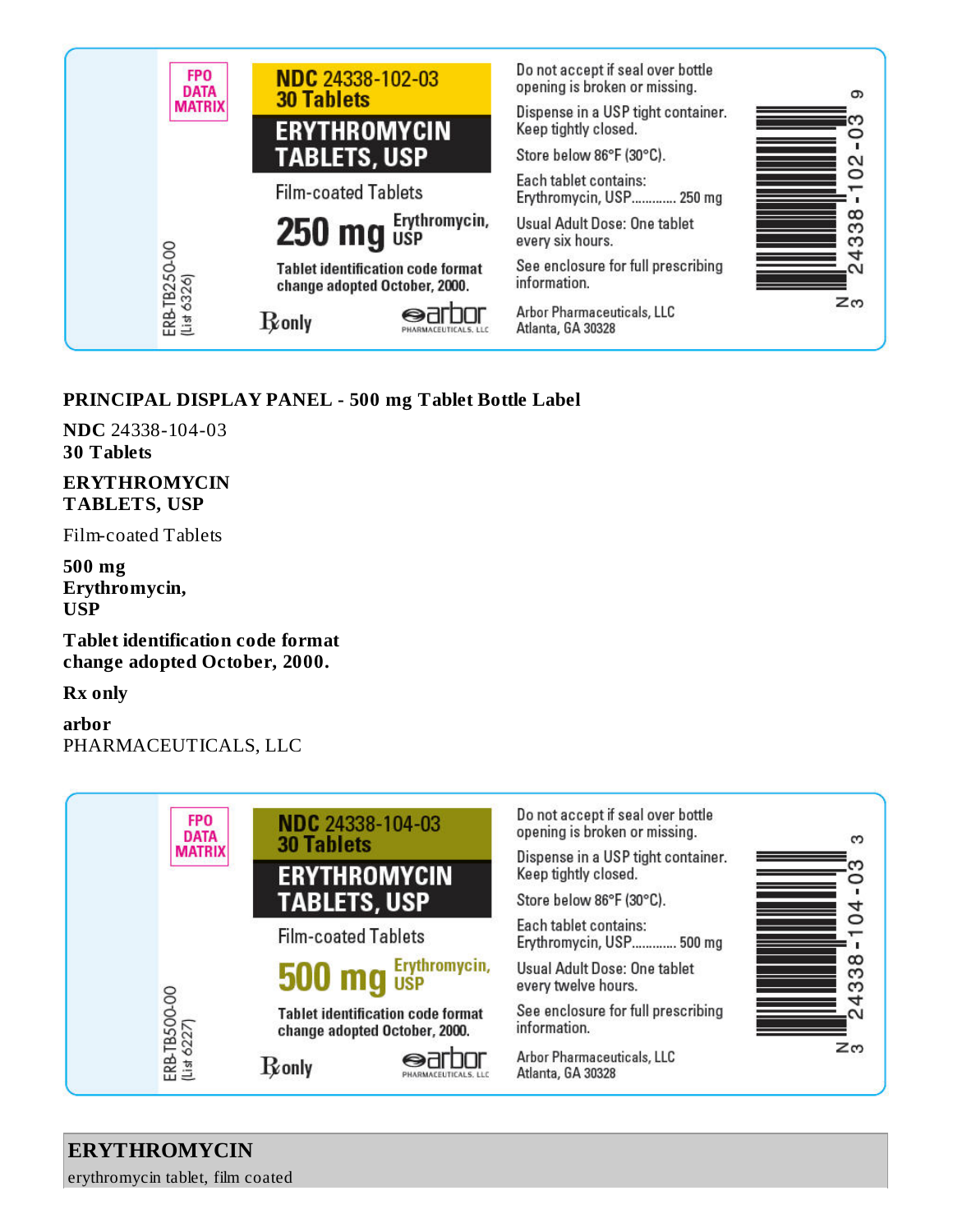FPO DATA MATRIX

ERB-TB250-00 (List 6326)

**NDC 24338-102-03**
**30 Tablets**

**ERYTHROMYCIN TABLETS, USP**

Film-coated Tablets

**250 mg** Erythromycin, USP

Tablet identification code format change adopted October, 2000.

Rx only

arbor PHARMACEUTICALS, LLC

Do not accept if seal over bottle opening is broken or missing.

Dispense in a USP tight container. Keep tightly closed.

Store below 86°F (30°C).

Each tablet contains: Erythromycin, USP............ 250 mg

Usual Adult Dose: One tablet every six hours.

See enclosure for full prescribing information.

Arbor Pharmaceuticals, LLC
Atlanta, GA 30328

N 3 24338-102-03 9

**PRINCIPAL DISPLAY PANEL - 500 mg Tablet Bottle Label**

**NDC** 24338-104-03
**30 Tablets**

**ERYTHROMYCIN TABLETS, USP**

Film-coated Tablets

**500 mg Erythromycin, USP**

**Tablet identification code format change adopted October, 2000.**

**Rx only**

**arbor**
PHARMACEUTICALS, LLC

FPO DATA MATRIX

ERB-TB500-00 (List 6227)

**NDC 24338-104-03**
**30 Tablets**

**ERYTHROMYCIN TABLETS, USP**

Film-coated Tablets

**500 mg** Erythromycin, USP

Tablet identification code format change adopted October, 2000.

Rx only

arbor PHARMACEUTICALS, LLC

Do not accept if seal over bottle opening is broken or missing.

Dispense in a USP tight container. Keep tightly closed.

Store below 86°F (30°C).

Each tablet contains: Erythromycin, USP............ 500 mg

Usual Adult Dose: One tablet every twelve hours.

See enclosure for full prescribing information.

Arbor Pharmaceuticals, LLC
Atlanta, GA 30328

N 3 24338-104-03 3

**ERYTHROMYCIN**
erythromycin tablet, film coated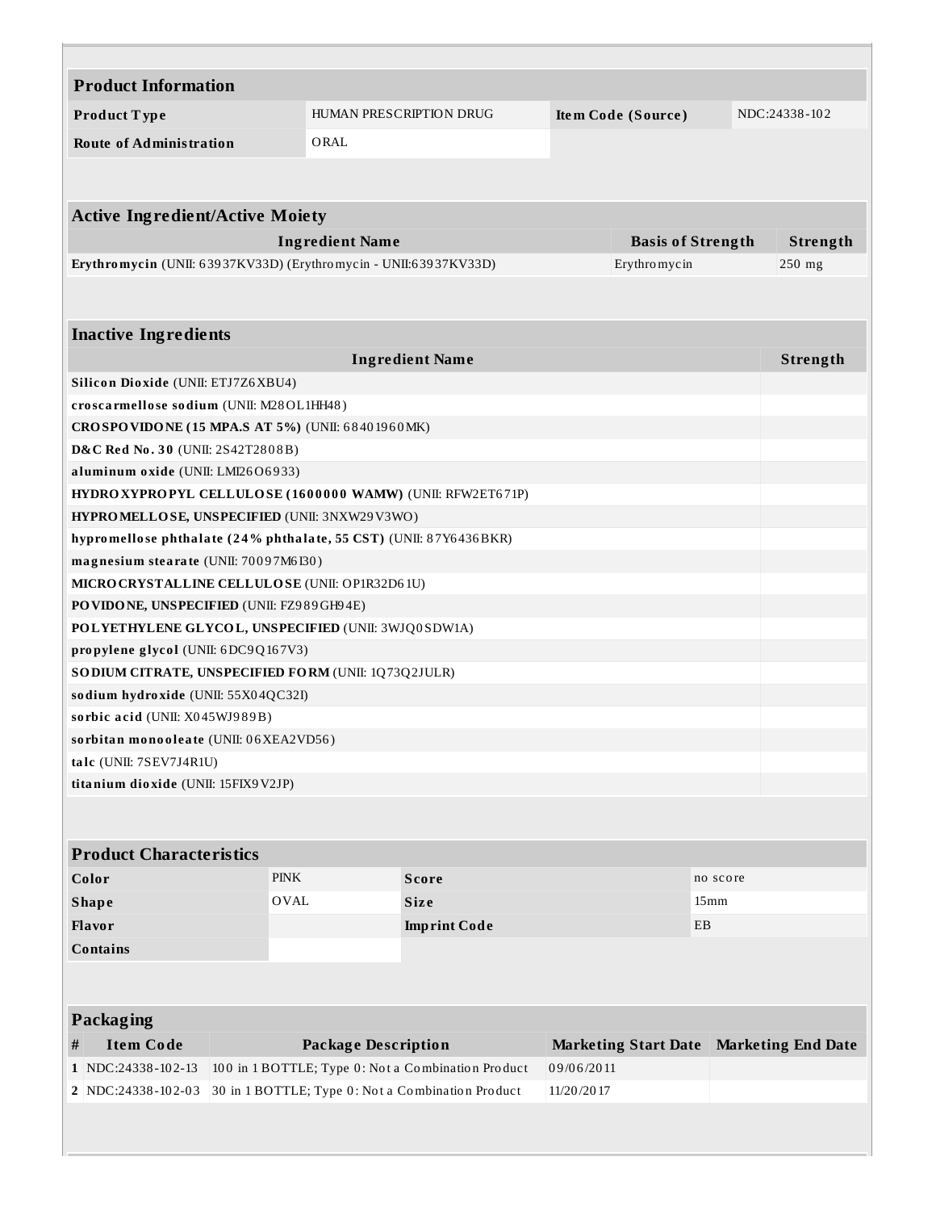## Product Information

| | | | |
|---|---|---|---|
| **Product Type** | HUMAN PRESCRIPTION DRUG | **Item Code (Source)** | NDC:24338-102 |
| **Route of Administration** | ORAL | | |

## Active Ingredient/Active Moiety

| Ingredient Name | Basis of Strength | Strength |
|---|---|---|
| **Erythromycin** (UNII: 63937KV33D) (Erythromycin - UNII:63937KV33D) | Erythromycin | 250 mg |

## Inactive Ingredients

| Ingredient Name | Strength |
|---|---|
| **Silicon Dioxide** (UNII: ETJ7Z6XBU4) | |
| **croscarmellose sodium** (UNII: M28OL1HH48) | |
| **CROSPOVIDONE (15 MPA.S AT 5%)** (UNII: 68401960MK) | |
| **D&C Red No. 30** (UNII: 2S42T2808B) | |
| **aluminum oxide** (UNII: LMI26O6933) | |
| **HYDROXYPROPYL CELLULOSE (1600000 WAMW)** (UNII: RFW2ET671P) | |
| **HYPROMELLOSE, UNSPECIFIED** (UNII: 3NXW29V3WO) | |
| **hypromellose phthalate (24% phthalate, 55 CST)** (UNII: 87Y6436BKR) | |
| **magnesium stearate** (UNII: 70097M6I30) | |
| **MICROCRYSTALLINE CELLULOSE** (UNII: OP1R32D61U) | |
| **POVIDONE, UNSPECIFIED** (UNII: FZ989GH94E) | |
| **POLYETHYLENE GLYCOL, UNSPECIFIED** (UNII: 3WJQ0SDW1A) | |
| **propylene glycol** (UNII: 6DC9Q167V3) | |
| **SODIUM CITRATE, UNSPECIFIED FORM** (UNII: 1Q73Q2JULR) | |
| **sodium hydroxide** (UNII: 55X04QC32I) | |
| **sorbic acid** (UNII: X045WJ989B) | |
| **sorbitan monooleate** (UNII: 06XEA2VD56) | |
| **talc** (UNII: 7SEV7J4R1U) | |
| **titanium dioxide** (UNII: 15FIX9V2JP) | |

## Product Characteristics

| | | | |
|---|---|---|---|
| **Color** | PINK | **Score** | no score |
| **Shape** | OVAL | **Size** | 15mm |
| **Flavor** | | **Imprint Code** | EB |
| **Contains** | | | |

## Packaging

| # | Item Code | Package Description | Marketing Start Date | Marketing End Date |
|---|---|---|---|---|
| 1 | NDC:24338-102-13 | 100 in 1 BOTTLE; Type 0: Not a Combination Product | 09/06/2011 | |
| 2 | NDC:24338-102-03 | 30 in 1 BOTTLE; Type 0: Not a Combination Product | 11/20/2017 | |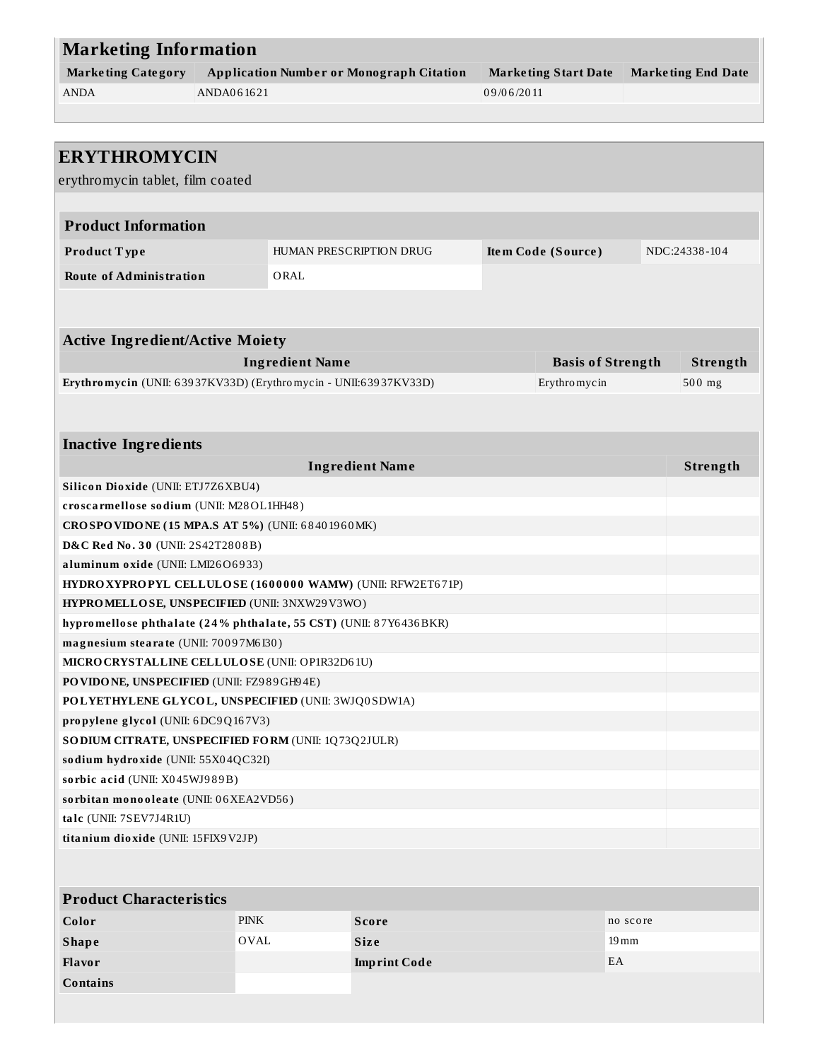## Marketing Information

| Marketing Category | Application Number or Monograph Citation | Marketing Start Date | Marketing End Date |
|---|---|---|---|
| ANDA | ANDA061621 | 09/06/2011 | |

## ERYTHROMYCIN

erythromycin tablet, film coated

### Product Information

| | | | |
|---|---|---|---|
| **Product Type** | HUMAN PRESCRIPTION DRUG | **Item Code (Source)** | NDC:24338-104 |
| **Route of Administration** | ORAL | | |

### Active Ingredient/Active Moiety

| Ingredient Name | Basis of Strength | Strength |
|---|---|---|
| **Erythromycin** (UNII: 63937KV33D) (Erythromycin - UNII:63937KV33D) | Erythromycin | 500 mg |

### Inactive Ingredients

| Ingredient Name | Strength |
|---|---|
| **Silicon Dioxide** (UNII: ETJ7Z6XBU4) | |
| **croscarmellose sodium** (UNII: M28OL1HH48) | |
| **CROSPOVIDONE (15 MPA.S AT 5%)** (UNII: 68401960MK) | |
| **D&C Red No. 30** (UNII: 2S42T2808B) | |
| **aluminum oxide** (UNII: LMI26O6933) | |
| **HYDROXYPROPYL CELLULOSE (1600000 WAMW)** (UNII: RFW2ET671P) | |
| **HYPROMELLOSE, UNSPECIFIED** (UNII: 3NXW29V3WO) | |
| **hypromellose phthalate (24% phthalate, 55 CST)** (UNII: 87Y6436BKR) | |
| **magnesium stearate** (UNII: 70097M6I30) | |
| **MICROCRYSTALLINE CELLULOSE** (UNII: OP1R32D61U) | |
| **POVIDONE, UNSPECIFIED** (UNII: FZ989GH94E) | |
| **POLYETHYLENE GLYCOL, UNSPECIFIED** (UNII: 3WJQ0SDW1A) | |
| **propylene glycol** (UNII: 6DC9Q167V3) | |
| **SODIUM CITRATE, UNSPECIFIED FORM** (UNII: 1Q73Q2JULR) | |
| **sodium hydroxide** (UNII: 55X04QC32I) | |
| **sorbic acid** (UNII: X045WJ989B) | |
| **sorbitan monooleate** (UNII: 06XEA2VD56) | |
| **talc** (UNII: 7SEV7J4R1U) | |
| **titanium dioxide** (UNII: 15FIX9V2JP) | |

### Product Characteristics

| | | | |
|---|---|---|---|
| **Color** | PINK | **Score** | no score |
| **Shape** | OVAL | **Size** | 19mm |
| **Flavor** | | **Imprint Code** | EA |
| **Contains** | | | |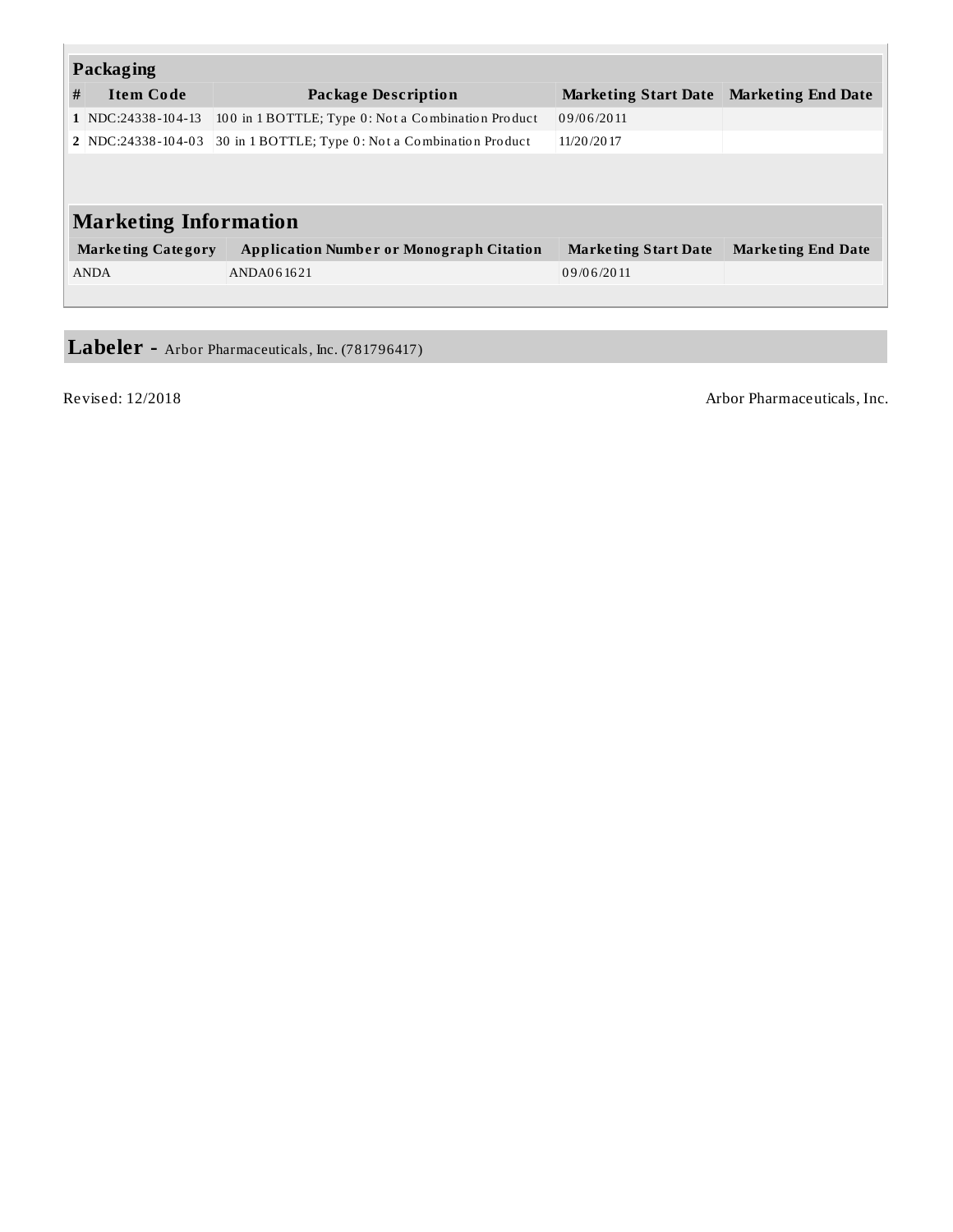## Packaging

| # | Item Code | Package Description | Marketing Start Date | Marketing End Date |
|---|---|---|---|---|
| 1 | NDC:24338-104-13 | 100 in 1 BOTTLE; Type 0: Not a Combination Product | 09/06/2011 | |
| 2 | NDC:24338-104-03 | 30 in 1 BOTTLE; Type 0: Not a Combination Product | 11/20/2017 | |

## Marketing Information

| Marketing Category | Application Number or Monograph Citation | Marketing Start Date | Marketing End Date |
|---|---|---|---|
| ANDA | ANDA061621 | 09/06/2011 | |

## Labeler - Arbor Pharmaceuticals, Inc. (781796417)

Revised: 12/2018

Arbor Pharmaceuticals, Inc.